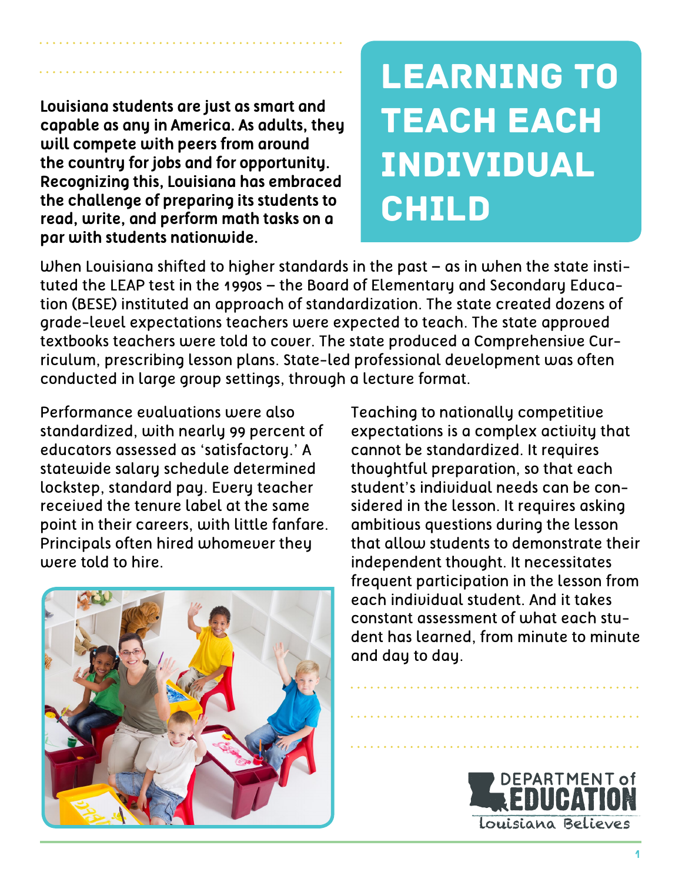# LEARNING TO TEACH EACH INDIVIDUAL CHILD

**Louisiana students are just as smart and capable as any in America. As adults, they will compete with peers from around the country for jobs and for opportunity. Recognizing this, Louisiana has embraced the challenge of preparing its students to read, write, and perform math tasks on a par with students nationwide.**

When Louisiana shifted to higher standards in the past – as in when the state instituted the LEAP test in the 1990s – the Board of Elementary and Secondary Education (BESE) instituted an approach of standardization. The state created dozens of grade-level expectations teachers were expected to teach. The state approved textbooks teachers were told to cover. The state produced a Comprehensive Curriculum, prescribing lesson plans. State-led professional development was often conducted in large group settings, through a lecture format.

Performance evaluations were also standardized, with nearly 99 percent of educators assessed as 'satisfactory.' A statewide salary schedule determined lockstep, standard pay. Every teacher received the tenure label at the same point in their careers, with little fanfare. Principals often hired whomever they were told to hire.

Teaching to nationally competitive expectations is a complex activity that cannot be standardized. It requires thoughtful preparation, so that each student's individual needs can be considered in the lesson. It requires asking ambitious questions during the lesson that allow students to demonstrate their independent thought. It necessitates frequent participation in the lesson from each individual student. And it takes constant assessment of what each student has learned, from minute to minute and day to day.

DEPARTMENT of EDUCATION
Louisiana Believes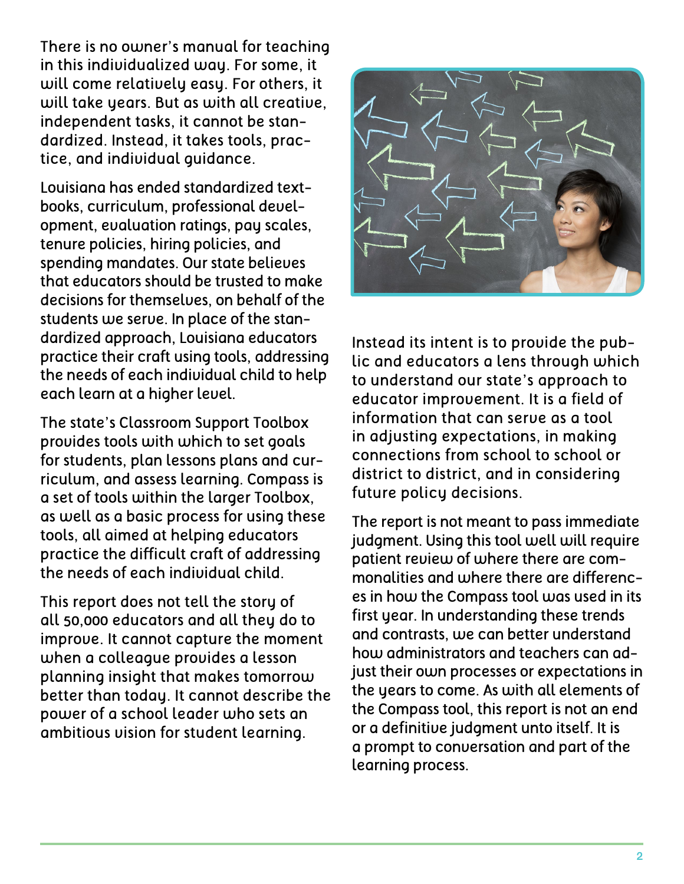There is no owner's manual for teaching in this individualized way. For some, it will come relatively easy. For others, it will take years. But as with all creative, independent tasks, it cannot be standardized. Instead, it takes tools, practice, and individual guidance.

Louisiana has ended standardized textbooks, curriculum, professional development, evaluation ratings, pay scales, tenure policies, hiring policies, and spending mandates. Our state believes that educators should be trusted to make decisions for themselves, on behalf of the students we serve. In place of the standardized approach, Louisiana educators practice their craft using tools, addressing the needs of each individual child to help each learn at a higher level.

The state's Classroom Support Toolbox provides tools with which to set goals for students, plan lessons plans and curriculum, and assess learning. Compass is a set of tools within the larger Toolbox, as well as a basic process for using these tools, all aimed at helping educators practice the difficult craft of addressing the needs of each individual child.

This report does not tell the story of all 50,000 educators and all they do to improve. It cannot capture the moment when a colleague provides a lesson planning insight that makes tomorrow better than today. It cannot describe the power of a school leader who sets an ambitious vision for student learning.

Instead its intent is to provide the public and educators a lens through which to understand our state's approach to educator improvement. It is a field of information that can serve as a tool in adjusting expectations, in making connections from school to school or district to district, and in considering future policy decisions.

The report is not meant to pass immediate judgment. Using this tool well will require patient review of where there are commonalities and where there are differences in how the Compass tool was used in its first year. In understanding these trends and contrasts, we can better understand how administrators and teachers can adjust their own processes or expectations in the years to come. As with all elements of the Compass tool, this report is not an end or a definitive judgment unto itself. It is a prompt to conversation and part of the learning process.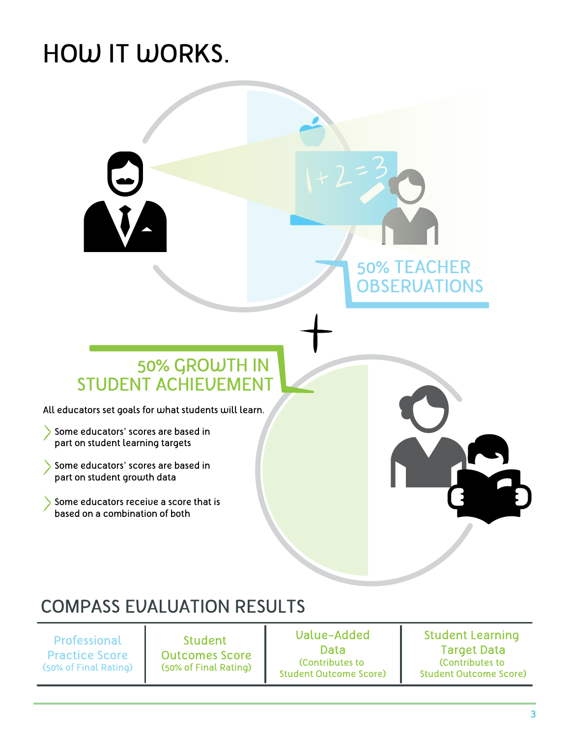# HOW IT WORKS.

## 50% TEACHER OBSERVATIONS

+

## 50% GROWTH IN STUDENT ACHIEVEMENT

All educators set goals for what students will learn.

- Some educators' scores are based in part on student learning targets
- Some educators' scores are based in part on student growth data
- Some educators receive a score that is based on a combination of both

## COMPASS EVALUATION RESULTS

| Professional Practice Score (50% of Final Rating) | Student Outcomes Score (50% of Final Rating) | Value-Added Data (Contributes to Student Outcome Score) | Student Learning Target Data (Contributes to Student Outcome Score) |
|---|---|---|---|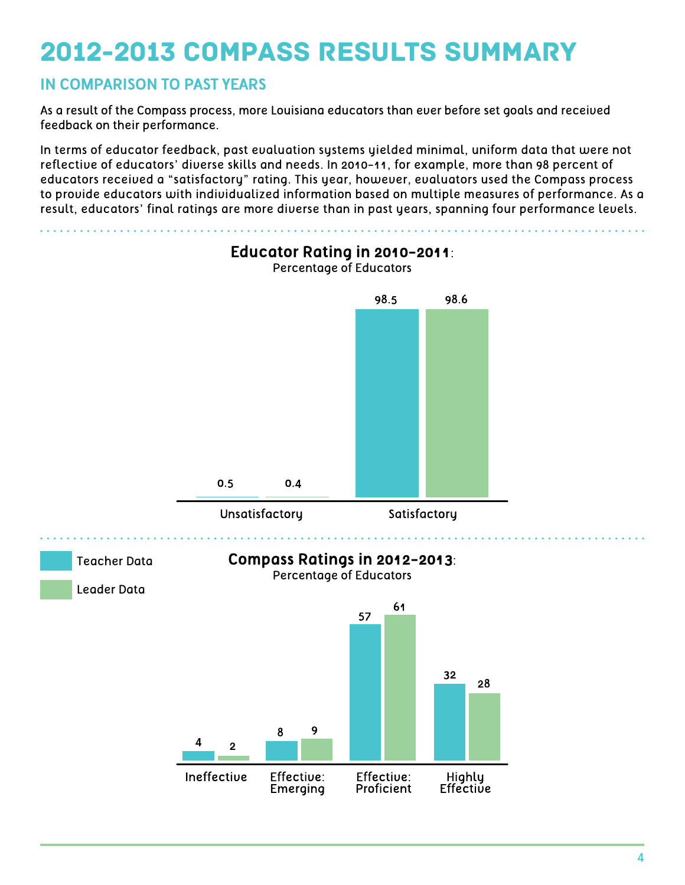# 2012-2013 COMPASS RESULTS SUMMARY

## IN COMPARISON TO PAST YEARS

As a result of the Compass process, more Louisiana educators than ever before set goals and received feedback on their performance.

In terms of educator feedback, past evaluation systems yielded minimal, uniform data that were not reflective of educators' diverse skills and needs. In 2010-11, for example, more than 98 percent of educators received a "satisfactory" rating. This year, however, evaluators used the Compass process to provide educators with individualized information based on multiple measures of performance. As a result, educators' final ratings are more diverse than in past years, spanning four performance levels.

**Educator Rating in 2010-2011**:
Percentage of Educators

| | Teacher Data | Leader Data |
|---|---|---|
| Unsatisfactory | 0.5 | 0.4 |
| Satisfactory | 98.5 | 98.6 |

**Compass Ratings in 2012-2013**:
Percentage of Educators

| | Teacher Data | Leader Data |
|---|---|---|
| Ineffective | 4 | 2 |
| Effective: Emerging | 8 | 9 |
| Effective: Proficient | 57 | 61 |
| Highly Effective | 32 | 28 |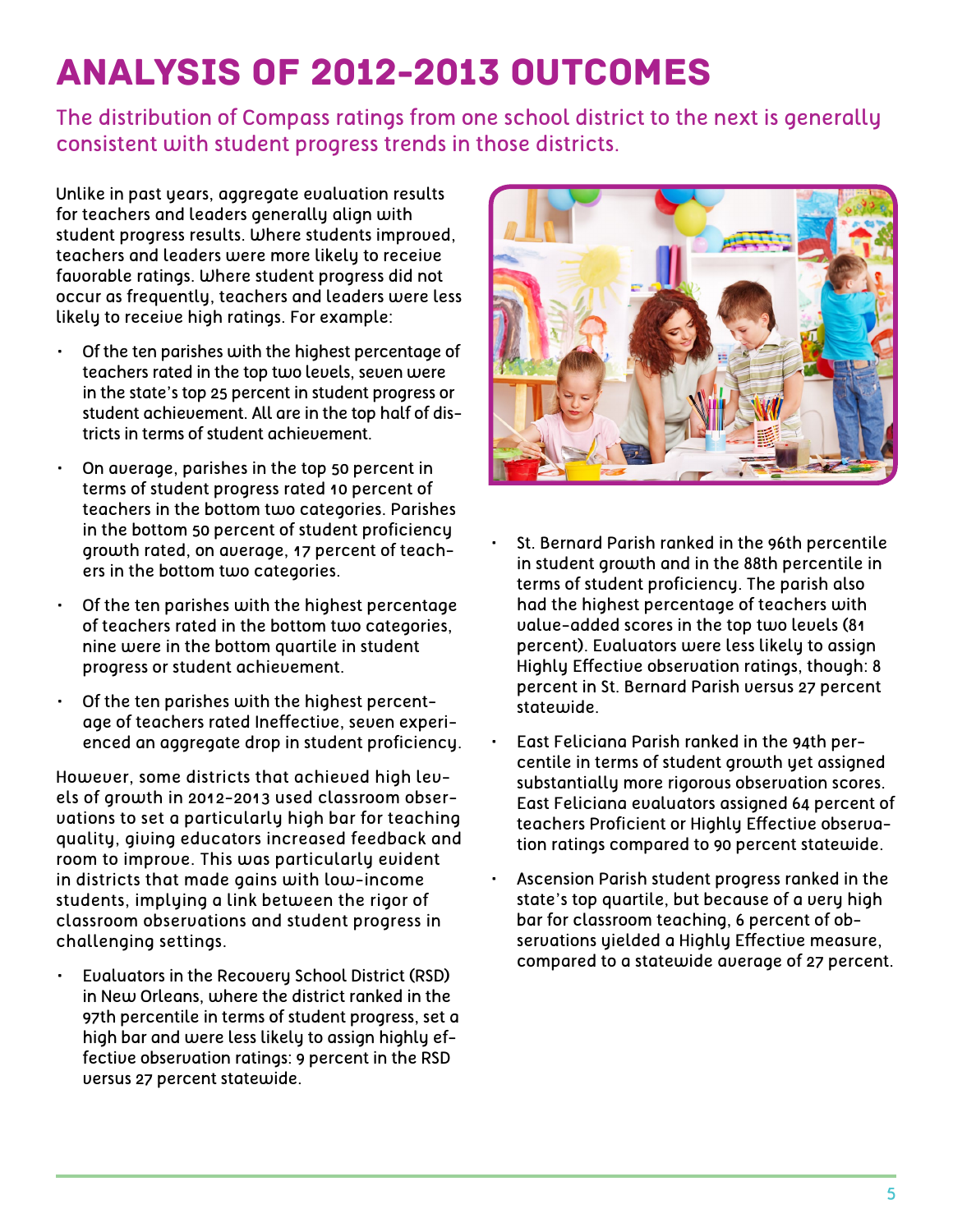# ANALYSIS OF 2012-2013 OUTCOMES

## The distribution of Compass ratings from one school district to the next is generally consistent with student progress trends in those districts.

Unlike in past years, aggregate evaluation results for teachers and leaders generally align with student progress results. Where students improved, teachers and leaders were more likely to receive favorable ratings. Where student progress did not occur as frequently, teachers and leaders were less likely to receive high ratings. For example:

- Of the ten parishes with the highest percentage of teachers rated in the top two levels, seven were in the state's top 25 percent in student progress or student achievement. All are in the top half of districts in terms of student achievement.
- On average, parishes in the top 50 percent in terms of student progress rated 10 percent of teachers in the bottom two categories. Parishes in the bottom 50 percent of student proficiency growth rated, on average, 17 percent of teachers in the bottom two categories.
- Of the ten parishes with the highest percentage of teachers rated in the bottom two categories, nine were in the bottom quartile in student progress or student achievement.
- Of the ten parishes with the highest percentage of teachers rated Ineffective, seven experienced an aggregate drop in student proficiency.

However, some districts that achieved high levels of growth in 2012-2013 used classroom observations to set a particularly high bar for teaching quality, giving educators increased feedback and room to improve. This was particularly evident in districts that made gains with low-income students, implying a link between the rigor of classroom observations and student progress in challenging settings.

- Evaluators in the Recovery School District (RSD) in New Orleans, where the district ranked in the 97th percentile in terms of student progress, set a high bar and were less likely to assign highly effective observation ratings: 9 percent in the RSD versus 27 percent statewide.
- St. Bernard Parish ranked in the 96th percentile in student growth and in the 88th percentile in terms of student proficiency. The parish also had the highest percentage of teachers with value-added scores in the top two levels (81 percent). Evaluators were less likely to assign Highly Effective observation ratings, though: 8 percent in St. Bernard Parish versus 27 percent statewide.
- East Feliciana Parish ranked in the 94th percentile in terms of student growth yet assigned substantially more rigorous observation scores. East Feliciana evaluators assigned 64 percent of teachers Proficient or Highly Effective observation ratings compared to 90 percent statewide.
- Ascension Parish student progress ranked in the state's top quartile, but because of a very high bar for classroom teaching, 6 percent of observations yielded a Highly Effective measure, compared to a statewide average of 27 percent.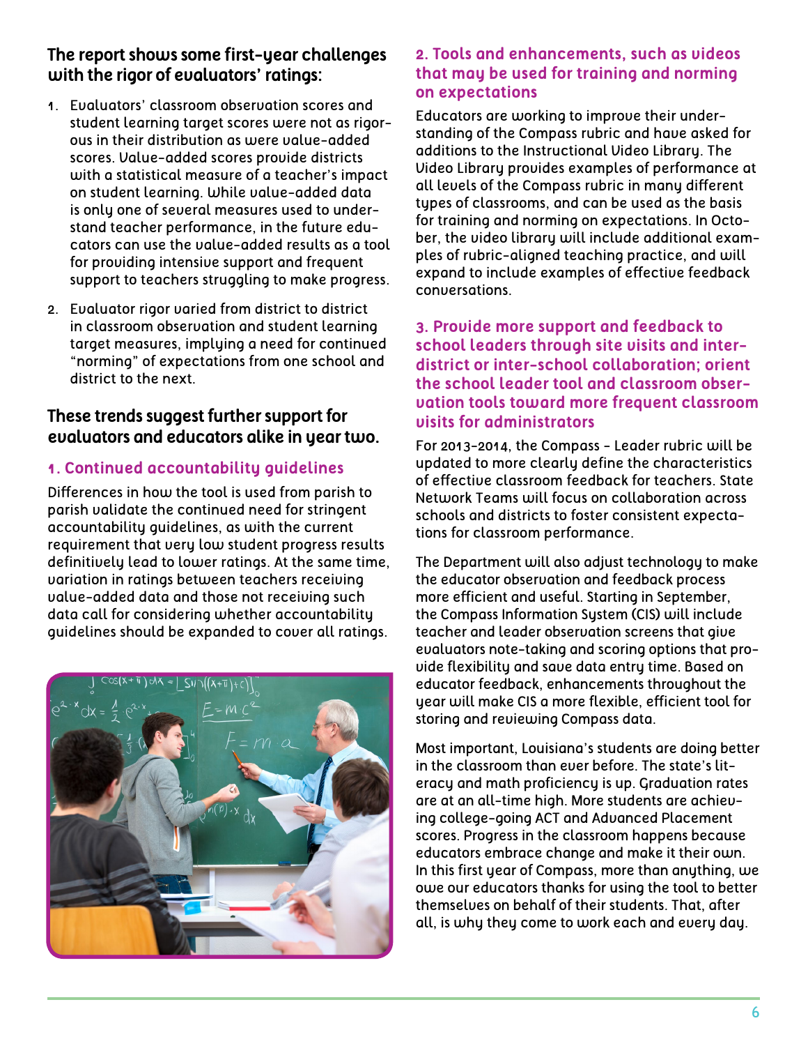## The report shows some first-year challenges with the rigor of evaluators' ratings:

1. Evaluators' classroom observation scores and student learning target scores were not as rigorous in their distribution as were value-added scores. Value-added scores provide districts with a statistical measure of a teacher's impact on student learning. While value-added data is only one of several measures used to understand teacher performance, in the future educators can use the value-added results as a tool for providing intensive support and frequent support to teachers struggling to make progress.
2. Evaluator rigor varied from district to district in classroom observation and student learning target measures, implying a need for continued "norming" of expectations from one school and district to the next.

## These trends suggest further support for evaluators and educators alike in year two.

### 1. Continued accountability guidelines

Differences in how the tool is used from parish to parish validate the continued need for stringent accountability guidelines, as with the current requirement that very low student progress results definitively lead to lower ratings. At the same time, variation in ratings between teachers receiving value-added data and those not receiving such data call for considering whether accountability guidelines should be expanded to cover all ratings.

### 2. Tools and enhancements, such as videos that may be used for training and norming on expectations

Educators are working to improve their understanding of the Compass rubric and have asked for additions to the Instructional Video Library. The Video Library provides examples of performance at all levels of the Compass rubric in many different types of classrooms, and can be used as the basis for training and norming on expectations. In October, the video library will include additional examples of rubric-aligned teaching practice, and will expand to include examples of effective feedback conversations.

### 3. Provide more support and feedback to school leaders through site visits and inter-district or inter-school collaboration; orient the school leader tool and classroom observation tools toward more frequent classroom visits for administrators

For 2013-2014, the Compass - Leader rubric will be updated to more clearly define the characteristics of effective classroom feedback for teachers. State Network Teams will focus on collaboration across schools and districts to foster consistent expectations for classroom performance.

The Department will also adjust technology to make the educator observation and feedback process more efficient and useful. Starting in September, the Compass Information System (CIS) will include teacher and leader observation screens that give evaluators note-taking and scoring options that provide flexibility and save data entry time. Based on educator feedback, enhancements throughout the year will make CIS a more flexible, efficient tool for storing and reviewing Compass data.

Most important, Louisiana's students are doing better in the classroom than ever before. The state's literacy and math proficiency is up. Graduation rates are at an all-time high. More students are achieving college-going ACT and Advanced Placement scores. Progress in the classroom happens because educators embrace change and make it their own. In this first year of Compass, more than anything, we owe our educators thanks for using the tool to better themselves on behalf of their students. That, after all, is why they come to work each and every day.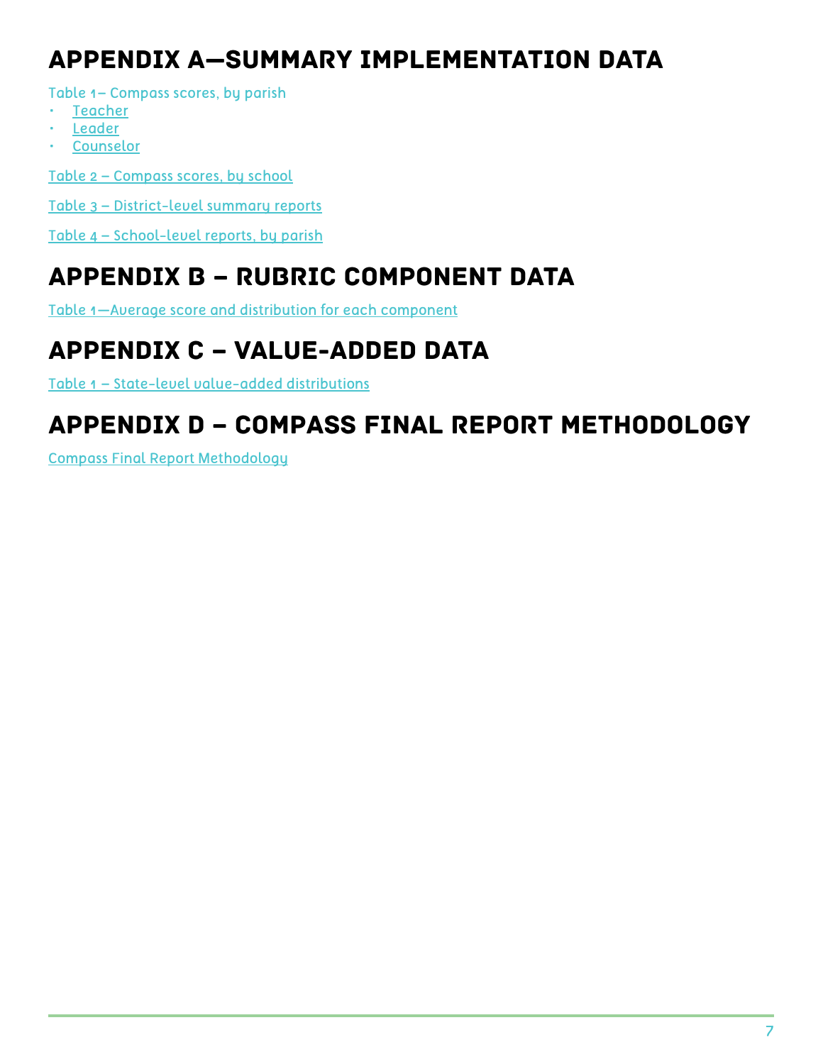## Appendix A—Summary Implementation Data

Table 1– Compass scores, by parish

- Teacher
- Leader
- Counselor

Table 2 – Compass scores, by school

Table 3 – District-level summary reports

Table 4 – School-level reports, by parish

## Appendix B – Rubric Component Data

Table 1—Average score and distribution for each component

## Appendix C – Value-Added Data

Table 1 – State-level value-added distributions

## Appendix D – Compass Final Report Methodology

Compass Final Report Methodology